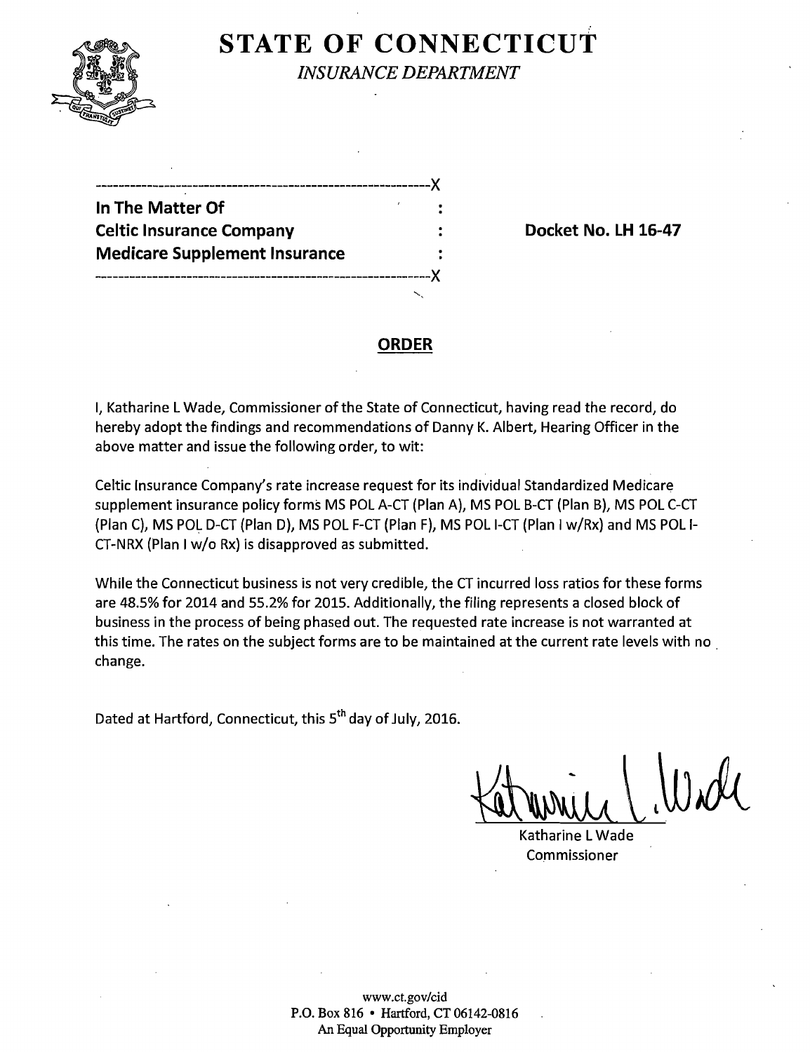# STATE OF CONNECTICUT

*INSURANCE DEPARTMENT*

-----------------------------------------------------------X

**In The Matter Of** :

**Celtic Insurance Company** : **Docket No. LH 16-47**

**Medicare Supplement Insurance** :

-----------------------------------------------------------X

## ORDER

I, Katharine L Wade, Commissioner of the State of Connecticut, having read the record, do hereby adopt the findings and recommendations of Danny K. Albert, Hearing Officer in the above matter and issue the following order, to wit:

Celtic Insurance Company's rate increase request for its individual Standardized Medicare supplement insurance policy forms MS POL A-CT (Plan A), MS POL B-CT (Plan B), MS POL C-CT (Plan C), MS POL D-CT (Plan D), MS POL F-CT (Plan F), MS POL I-CT (Plan I w/Rx) and MS POL I-CT-NRX (Plan I w/o Rx) is disapproved as submitted.

While the Connecticut business is not very credible, the CT incurred loss ratios for these forms are 48.5% for 2014 and 55.2% for 2015. Additionally, the filing represents a closed block of business in the process of being phased out. The requested rate increase is not warranted at this time. The rates on the subject forms are to be maintained at the current rate levels with no change.

Dated at Hartford, Connecticut, this 5th day of July, 2016.

Katharine L Wade
Commissioner

www.ct.gov/cid
P.O. Box 816 • Hartford, CT 06142-0816
An Equal Opportunity Employer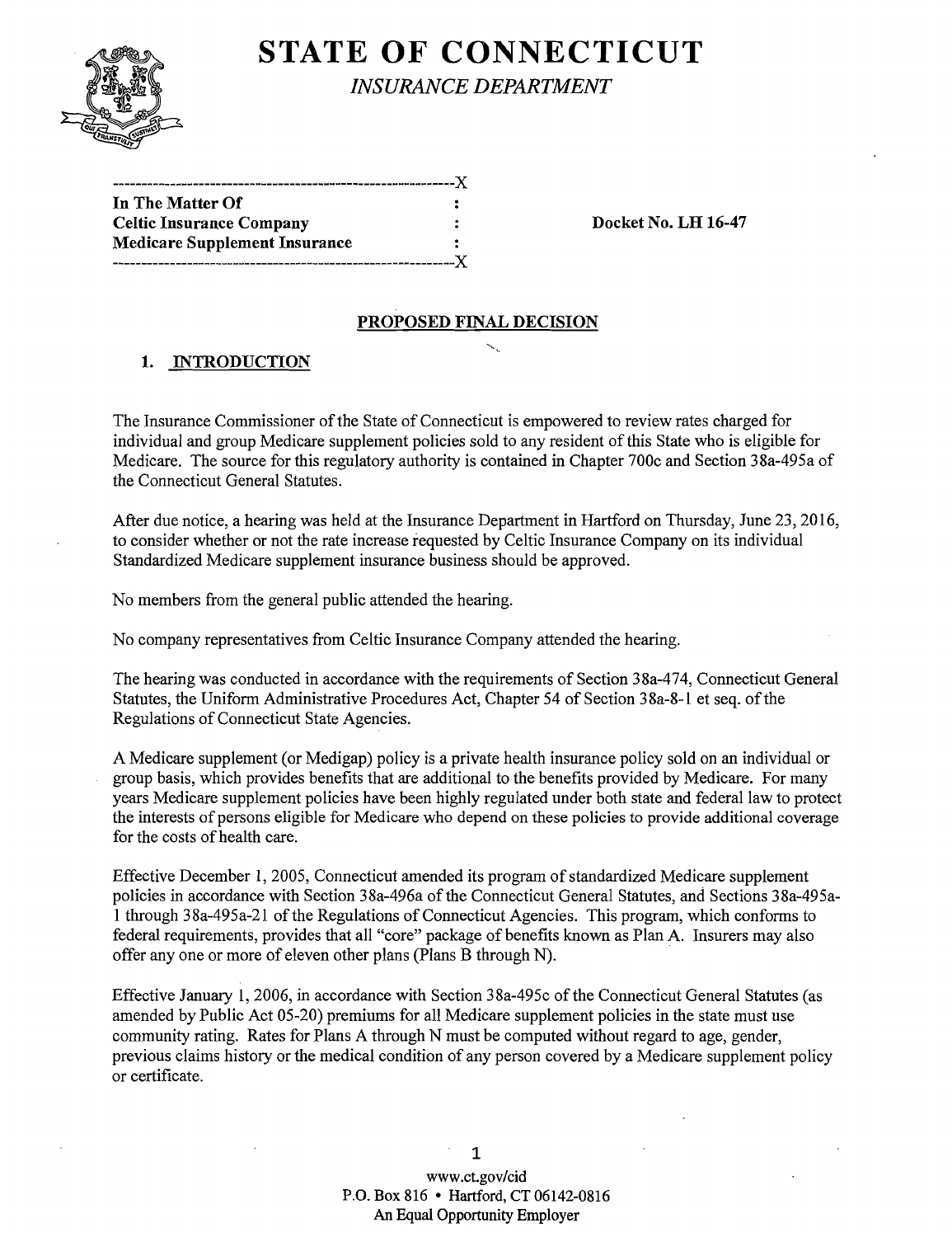# STATE OF CONNECTICUT

*INSURANCE DEPARTMENT*

```
------------------------------------------------------------X
In The Matter Of                                :
Celtic Insurance Company                        :          Docket No. LH 16-47
Medicare Supplement Insurance                   :
------------------------------------------------------------X
```

## PROPOSED FINAL DECISION

### 1. INTRODUCTION

The Insurance Commissioner of the State of Connecticut is empowered to review rates charged for individual and group Medicare supplement policies sold to any resident of this State who is eligible for Medicare. The source for this regulatory authority is contained in Chapter 700c and Section 38a-495a of the Connecticut General Statutes.

After due notice, a hearing was held at the Insurance Department in Hartford on Thursday, June 23, 2016, to consider whether or not the rate increase requested by Celtic Insurance Company on its individual Standardized Medicare supplement insurance business should be approved.

No members from the general public attended the hearing.

No company representatives from Celtic Insurance Company attended the hearing.

The hearing was conducted in accordance with the requirements of Section 38a-474, Connecticut General Statutes, the Uniform Administrative Procedures Act, Chapter 54 of Section 38a-8-1 et seq. of the Regulations of Connecticut State Agencies.

A Medicare supplement (or Medigap) policy is a private health insurance policy sold on an individual or group basis, which provides benefits that are additional to the benefits provided by Medicare. For many years Medicare supplement policies have been highly regulated under both state and federal law to protect the interests of persons eligible for Medicare who depend on these policies to provide additional coverage for the costs of health care.

Effective December 1, 2005, Connecticut amended its program of standardized Medicare supplement policies in accordance with Section 38a-496a of the Connecticut General Statutes, and Sections 38a-495a-1 through 38a-495a-21 of the Regulations of Connecticut Agencies. This program, which conforms to federal requirements, provides that all "core" package of benefits known as Plan A. Insurers may also offer any one or more of eleven other plans (Plans B through N).

Effective January 1, 2006, in accordance with Section 38a-495c of the Connecticut General Statutes (as amended by Public Act 05-20) premiums for all Medicare supplement policies in the state must use community rating. Rates for Plans A through N must be computed without regard to age, gender, previous claims history or the medical condition of any person covered by a Medicare supplement policy or certificate.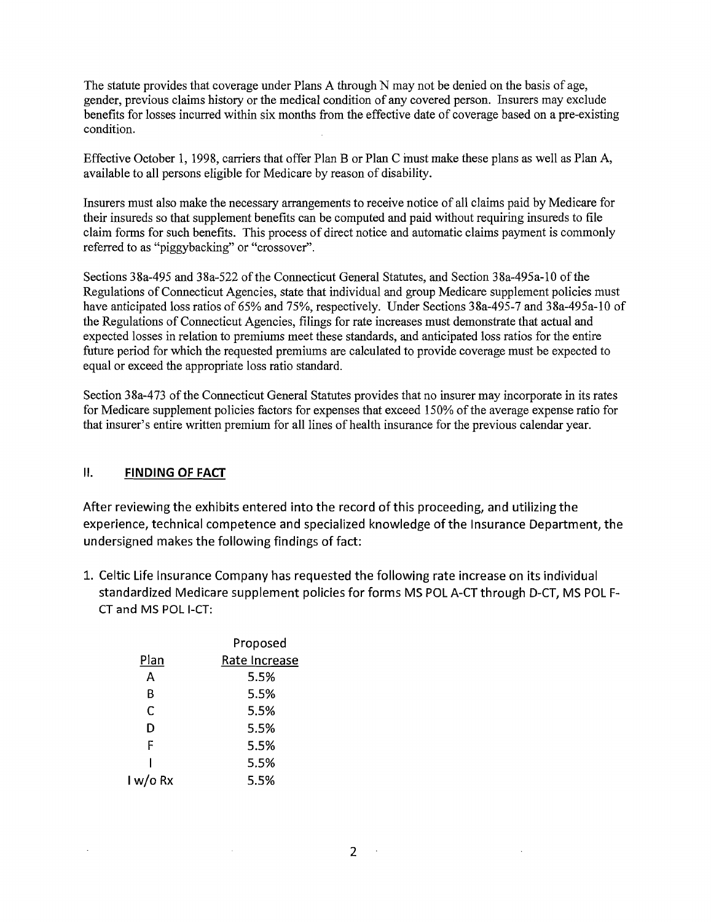The statute provides that coverage under Plans A through N may not be denied on the basis of age, gender, previous claims history or the medical condition of any covered person. Insurers may exclude benefits for losses incurred within six months from the effective date of coverage based on a pre-existing condition.

Effective October 1, 1998, carriers that offer Plan B or Plan C must make these plans as well as Plan A, available to all persons eligible for Medicare by reason of disability.

Insurers must also make the necessary arrangements to receive notice of all claims paid by Medicare for their insureds so that supplement benefits can be computed and paid without requiring insureds to file claim forms for such benefits. This process of direct notice and automatic claims payment is commonly referred to as "piggybacking" or "crossover".

Sections 38a-495 and 38a-522 of the Connecticut General Statutes, and Section 38a-495a-10 of the Regulations of Connecticut Agencies, state that individual and group Medicare supplement policies must have anticipated loss ratios of 65% and 75%, respectively. Under Sections 38a-495-7 and 38a-495a-10 of the Regulations of Connecticut Agencies, filings for rate increases must demonstrate that actual and expected losses in relation to premiums meet these standards, and anticipated loss ratios for the entire future period for which the requested premiums are calculated to provide coverage must be expected to equal or exceed the appropriate loss ratio standard.

Section 38a-473 of the Connecticut General Statutes provides that no insurer may incorporate in its rates for Medicare supplement policies factors for expenses that exceed 150% of the average expense ratio for that insurer's entire written premium for all lines of health insurance for the previous calendar year.

## II. FINDING OF FACT

After reviewing the exhibits entered into the record of this proceeding, and utilizing the experience, technical competence and specialized knowledge of the Insurance Department, the undersigned makes the following findings of fact:

1. Celtic Life Insurance Company has requested the following rate increase on its individual standardized Medicare supplement policies for forms MS POL A-CT through D-CT, MS POL F-CT and MS POL I-CT:

| Plan | Proposed Rate Increase |
|---|---|
| A | 5.5% |
| B | 5.5% |
| C | 5.5% |
| D | 5.5% |
| F | 5.5% |
| I | 5.5% |
| I w/o Rx | 5.5% |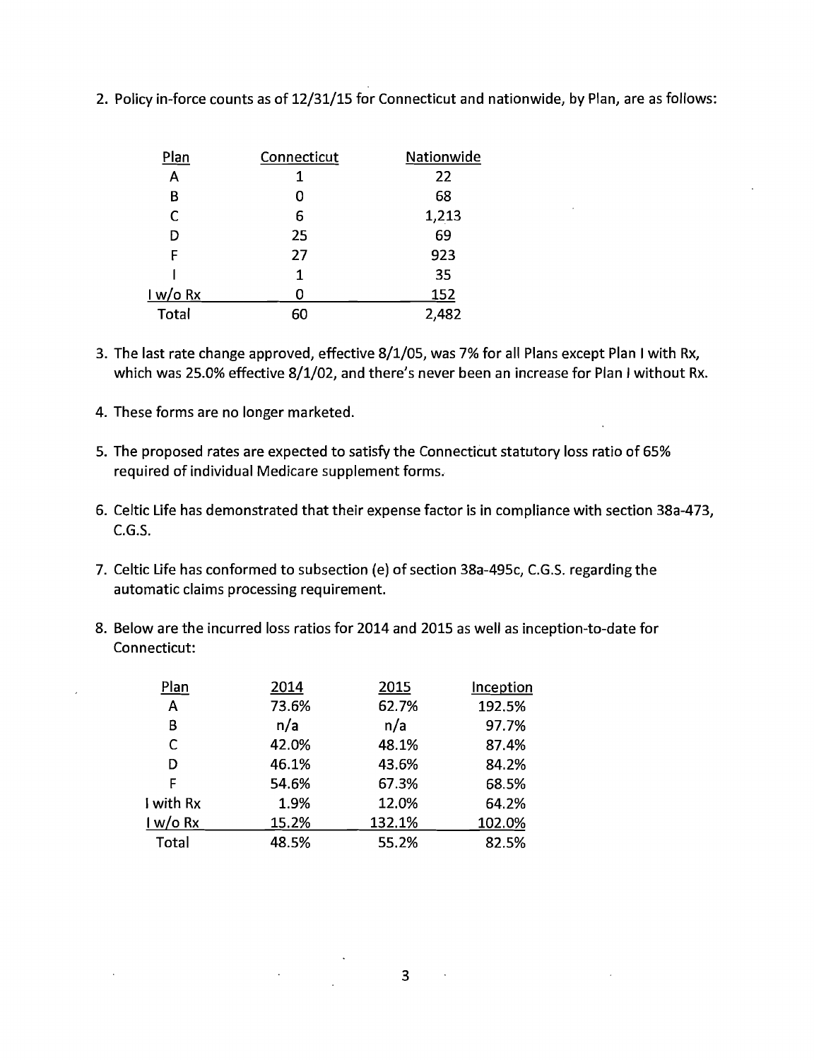2. Policy in-force counts as of 12/31/15 for Connecticut and nationwide, by Plan, are as follows:

| Plan | Connecticut | Nationwide |
|---|---|---|
| A | 1 | 22 |
| B | 0 | 68 |
| C | 6 | 1,213 |
| D | 25 | 69 |
| F | 27 | 923 |
| I | 1 | 35 |
| I w/o Rx | 0 | 152 |
| Total | 60 | 2,482 |

3. The last rate change approved, effective 8/1/05, was 7% for all Plans except Plan I with Rx, which was 25.0% effective 8/1/02, and there's never been an increase for Plan I without Rx.

4. These forms are no longer marketed.

5. The proposed rates are expected to satisfy the Connecticut statutory loss ratio of 65% required of individual Medicare supplement forms.

6. Celtic Life has demonstrated that their expense factor is in compliance with section 38a-473, C.G.S.

7. Celtic Life has conformed to subsection (e) of section 38a-495c, C.G.S. regarding the automatic claims processing requirement.

8. Below are the incurred loss ratios for 2014 and 2015 as well as inception-to-date for Connecticut:

| Plan | 2014 | 2015 | Inception |
|---|---|---|---|
| A | 73.6% | 62.7% | 192.5% |
| B | n/a | n/a | 97.7% |
| C | 42.0% | 48.1% | 87.4% |
| D | 46.1% | 43.6% | 84.2% |
| F | 54.6% | 67.3% | 68.5% |
| I with Rx | 1.9% | 12.0% | 64.2% |
| I w/o Rx | 15.2% | 132.1% | 102.0% |
| Total | 48.5% | 55.2% | 82.5% |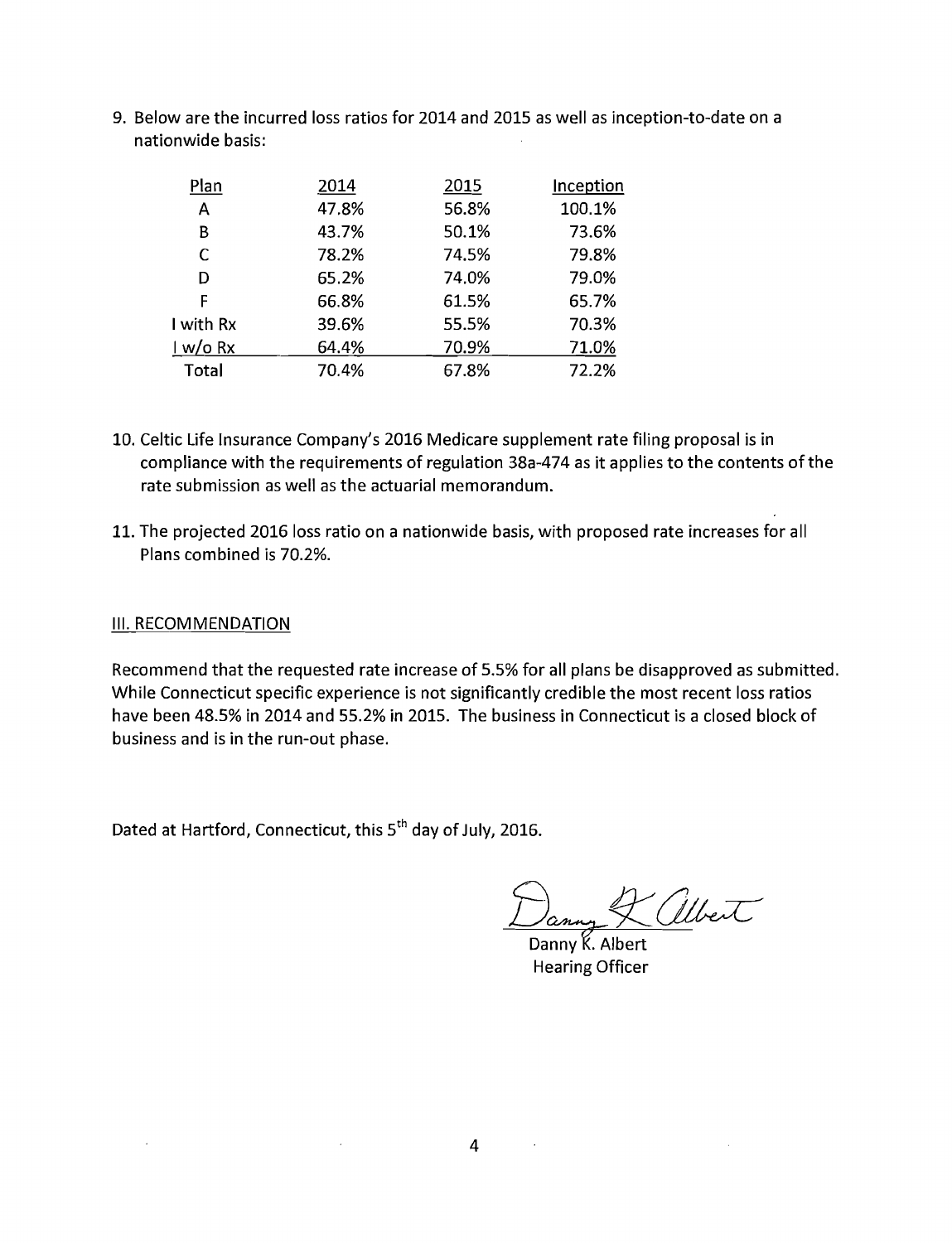9. Below are the incurred loss ratios for 2014 and 2015 as well as inception-to-date on a nationwide basis:

| Plan | 2014 | 2015 | Inception |
|---|---|---|---|
| A | 47.8% | 56.8% | 100.1% |
| B | 43.7% | 50.1% | 73.6% |
| C | 78.2% | 74.5% | 79.8% |
| D | 65.2% | 74.0% | 79.0% |
| F | 66.8% | 61.5% | 65.7% |
| I with Rx | 39.6% | 55.5% | 70.3% |
| I w/o Rx | 64.4% | 70.9% | 71.0% |
| Total | 70.4% | 67.8% | 72.2% |

10. Celtic Life Insurance Company's 2016 Medicare supplement rate filing proposal is in compliance with the requirements of regulation 38a-474 as it applies to the contents of the rate submission as well as the actuarial memorandum.

11. The projected 2016 loss ratio on a nationwide basis, with proposed rate increases for all Plans combined is 70.2%.

## III. RECOMMENDATION

Recommend that the requested rate increase of 5.5% for all plans be disapproved as submitted. While Connecticut specific experience is not significantly credible the most recent loss ratios have been 48.5% in 2014 and 55.2% in 2015. The business in Connecticut is a closed block of business and is in the run-out phase.

Dated at Hartford, Connecticut, this 5th day of July, 2016.

Danny K. Albert
Hearing Officer